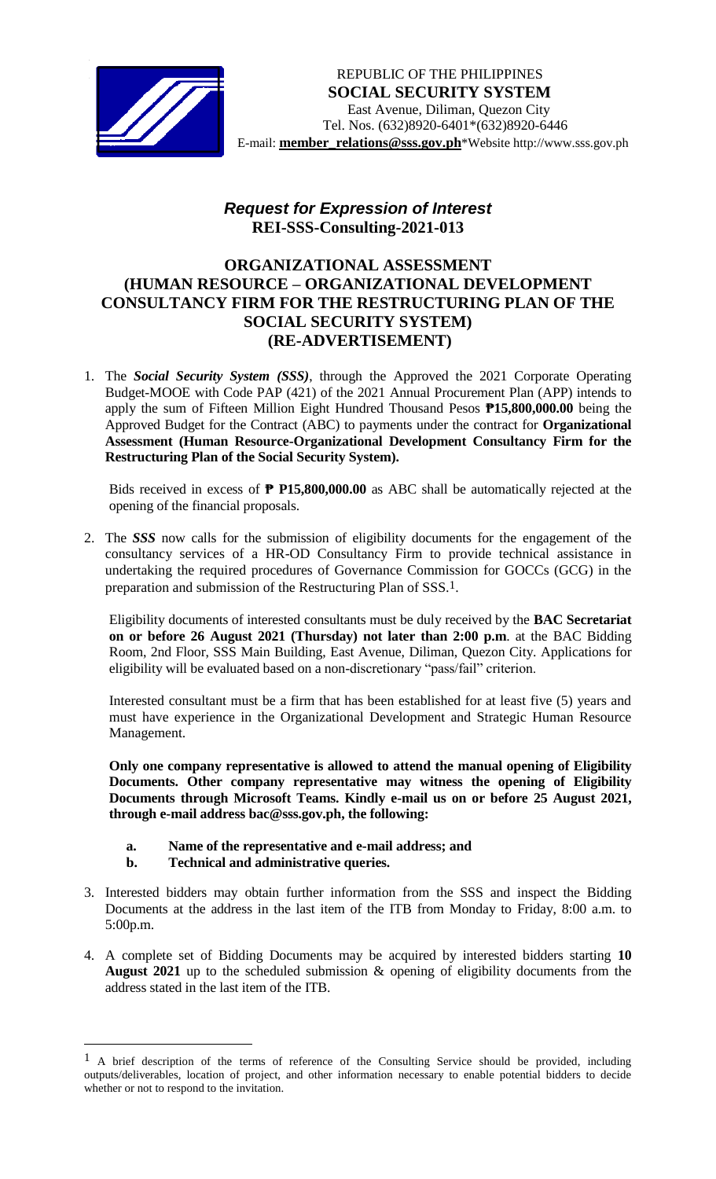REPUBLIC OF THE PHILIPPINES
**SOCIAL SECURITY SYSTEM**
East Avenue, Diliman, Quezon City
Tel. Nos. (632)8920-6401*(632)8920-6446
E-mail: **member_relations@sss.gov.ph***Website http://www.sss.gov.ph

## ***Request for Expression of Interest***
## **REI-SSS-Consulting-2021-013**

## **ORGANIZATIONAL ASSESSMENT (HUMAN RESOURCE – ORGANIZATIONAL DEVELOPMENT CONSULTANCY FIRM FOR THE RESTRUCTURING PLAN OF THE SOCIAL SECURITY SYSTEM) (RE-ADVERTISEMENT)**

1. The ***Social Security System (SSS)***, through the Approved the 2021 Corporate Operating Budget-MOOE with Code PAP (421) of the 2021 Annual Procurement Plan (APP) intends to apply the sum of Fifteen Million Eight Hundred Thousand Pesos **₱15,800,000.00** being the Approved Budget for the Contract (ABC) to payments under the contract for **Organizational Assessment (Human Resource-Organizational Development Consultancy Firm for the Restructuring Plan of the Social Security System).**

   Bids received in excess of **₱ P15,800,000.00** as ABC shall be automatically rejected at the opening of the financial proposals.

2. The ***SSS*** now calls for the submission of eligibility documents for the engagement of the consultancy services of a HR-OD Consultancy Firm to provide technical assistance in undertaking the required procedures of Governance Commission for GOCCs (GCG) in the preparation and submission of the Restructuring Plan of SSS.[1].

   Eligibility documents of interested consultants must be duly received by the **BAC Secretariat on or before 26 August 2021 (Thursday) not later than 2:00 p.m**. at the BAC Bidding Room, 2nd Floor, SSS Main Building, East Avenue, Diliman, Quezon City. Applications for eligibility will be evaluated based on a non-discretionary "pass/fail" criterion.

   Interested consultant must be a firm that has been established for at least five (5) years and must have experience in the Organizational Development and Strategic Human Resource Management.

   **Only one company representative is allowed to attend the manual opening of Eligibility Documents. Other company representative may witness the opening of Eligibility Documents through Microsoft Teams. Kindly e-mail us on or before 25 August 2021, through e-mail address bac@sss.gov.ph, the following:**

   **a. Name of the representative and e-mail address; and**
   **b. Technical and administrative queries.**

3. Interested bidders may obtain further information from the SSS and inspect the Bidding Documents at the address in the last item of the ITB from Monday to Friday, 8:00 a.m. to 5:00p.m.

4. A complete set of Bidding Documents may be acquired by interested bidders starting **10 August 2021** up to the scheduled submission & opening of eligibility documents from the address stated in the last item of the ITB.

---

[1] A brief description of the terms of reference of the Consulting Service should be provided, including outputs/deliverables, location of project, and other information necessary to enable potential bidders to decide whether or not to respond to the invitation.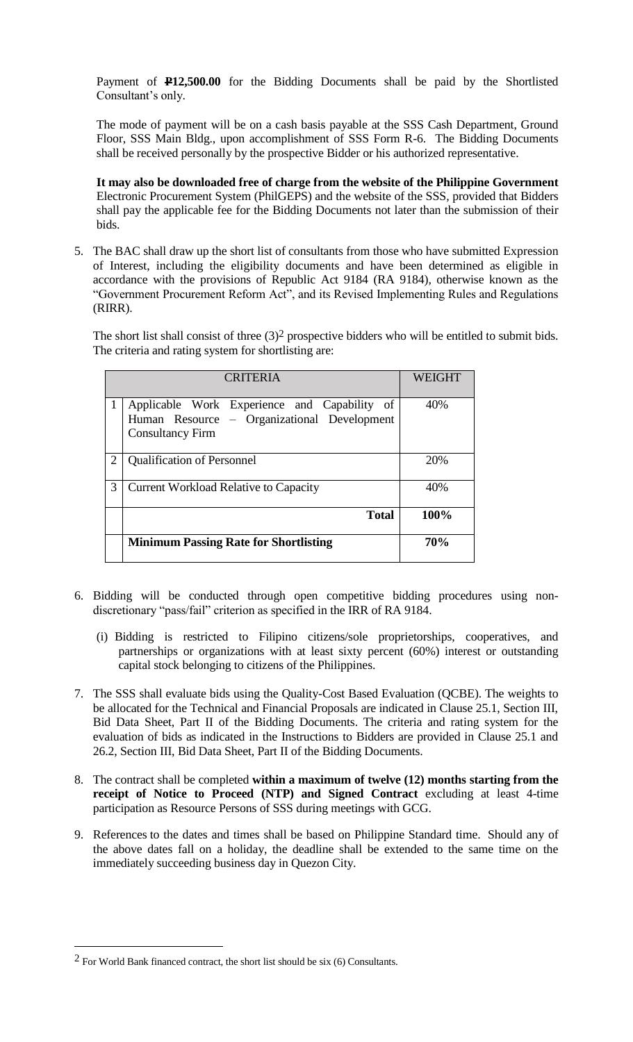Payment of **₱12,500.00** for the Bidding Documents shall be paid by the Shortlisted Consultant's only.

The mode of payment will be on a cash basis payable at the SSS Cash Department, Ground Floor, SSS Main Bldg., upon accomplishment of SSS Form R-6. The Bidding Documents shall be received personally by the prospective Bidder or his authorized representative.

**It may also be downloaded free of charge from the website of the Philippine Government** Electronic Procurement System (PhilGEPS) and the website of the SSS, provided that Bidders shall pay the applicable fee for the Bidding Documents not later than the submission of their bids.

5. The BAC shall draw up the short list of consultants from those who have submitted Expression of Interest, including the eligibility documents and have been determined as eligible in accordance with the provisions of Republic Act 9184 (RA 9184), otherwise known as the "Government Procurement Reform Act", and its Revised Implementing Rules and Regulations (RIRR).

   The short list shall consist of three (3)[2] prospective bidders who will be entitled to submit bids. The criteria and rating system for shortlisting are:

| | CRITERIA | WEIGHT |
|---|---|---|
| 1 | Applicable Work Experience and Capability of Human Resource – Organizational Development Consultancy Firm | 40% |
| 2 | Qualification of Personnel | 20% |
| 3 | Current Workload Relative to Capacity | 40% |
| | **Total** | **100%** |
| | **Minimum Passing Rate for Shortlisting** | **70%** |

6. Bidding will be conducted through open competitive bidding procedures using non-discretionary "pass/fail" criterion as specified in the IRR of RA 9184.

   (i) Bidding is restricted to Filipino citizens/sole proprietorships, cooperatives, and partnerships or organizations with at least sixty percent (60%) interest or outstanding capital stock belonging to citizens of the Philippines.

7. The SSS shall evaluate bids using the Quality-Cost Based Evaluation (QCBE). The weights to be allocated for the Technical and Financial Proposals are indicated in Clause 25.1, Section III, Bid Data Sheet, Part II of the Bidding Documents. The criteria and rating system for the evaluation of bids as indicated in the Instructions to Bidders are provided in Clause 25.1 and 26.2, Section III, Bid Data Sheet, Part II of the Bidding Documents.

8. The contract shall be completed **within a maximum of twelve (12) months starting from the receipt of Notice to Proceed (NTP) and Signed Contract** excluding at least 4-time participation as Resource Persons of SSS during meetings with GCG.

9. References to the dates and times shall be based on Philippine Standard time. Should any of the above dates fall on a holiday, the deadline shall be extended to the same time on the immediately succeeding business day in Quezon City.

---

[2] For World Bank financed contract, the short list should be six (6) Consultants.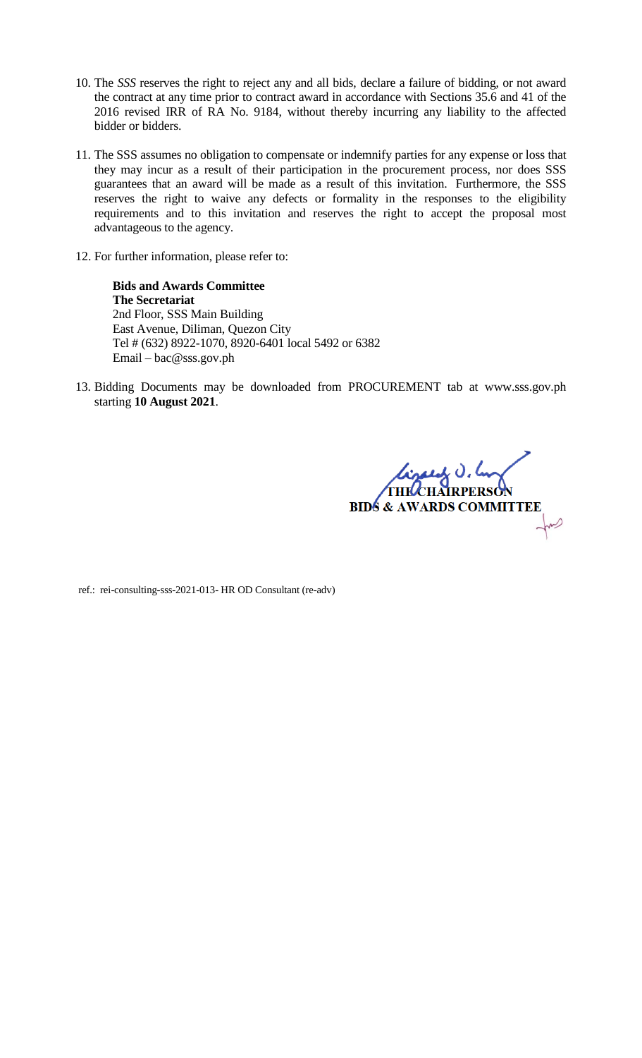10. The *SSS* reserves the right to reject any and all bids, declare a failure of bidding, or not award the contract at any time prior to contract award in accordance with Sections 35.6 and 41 of the 2016 revised IRR of RA No. 9184, without thereby incurring any liability to the affected bidder or bidders.

11. The SSS assumes no obligation to compensate or indemnify parties for any expense or loss that they may incur as a result of their participation in the procurement process, nor does SSS guarantees that an award will be made as a result of this invitation. Furthermore, the SSS reserves the right to waive any defects or formality in the responses to the eligibility requirements and to this invitation and reserves the right to accept the proposal most advantageous to the agency.

12. For further information, please refer to:

    **Bids and Awards Committee**
    **The Secretariat**
    2nd Floor, SSS Main Building
    East Avenue, Diliman, Quezon City
    Tel # (632) 8922-1070, 8920-6401 local 5492 or 6382
    Email – bac@sss.gov.ph

13. Bidding Documents may be downloaded from PROCUREMENT tab at www.sss.gov.ph starting **10 August 2021**.

**THE CHAIRPERSON**
**BIDS & AWARDS COMMITTEE**

ref.: rei-consulting-sss-2021-013- HR OD Consultant (re-adv)